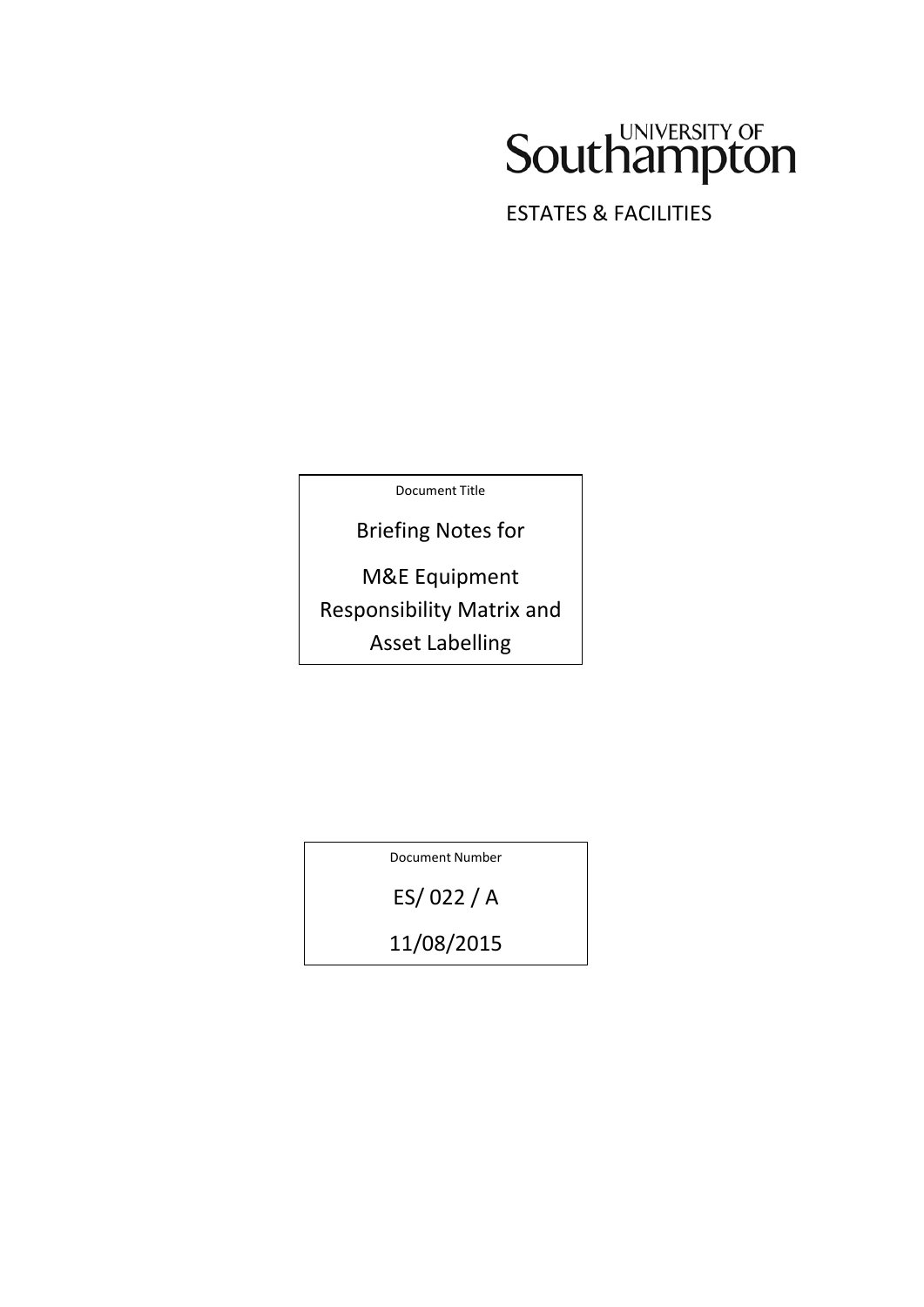UNIVERSITY OF Southampton

ESTATES & FACILITIES

Document Title

# Briefing Notes for M&E Equipment Responsibility Matrix and Asset Labelling

Document Number

ES/ 022 / A

11/08/2015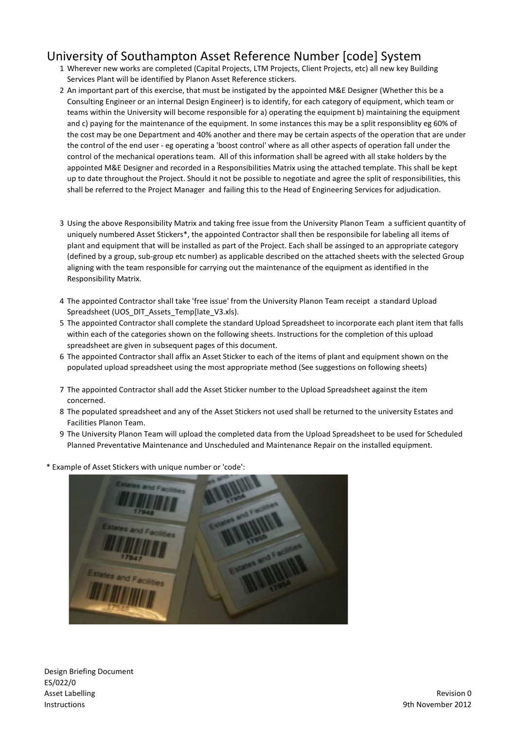# University of Southampton Asset Reference Number [code] System

1. Wherever new works are completed (Capital Projects, LTM Projects, Client Projects, etc) all new key Building Services Plant will be identified by Planon Asset Reference stickers.
2. An important part of this exercise, that must be instigated by the appointed M&E Designer (Whether this be a Consulting Engineer or an internal Design Engineer) is to identify, for each category of equipment, which team or teams within the University will become responsible for a) operating the equipment b) maintaining the equipment and c) paying for the maintenance of the equipment. In some instances this may be a split responsiblity eg 60% of the cost may be one Department and 40% another and there may be certain aspects of the operation that are under the control of the end user - eg operating a 'boost control' where as all other aspects of operation fall under the control of the mechanical operations team. All of this information shall be agreed with all stake holders by the appointed M&E Designer and recorded in a Responsibilities Matrix using the attached template. This shall be kept up to date throughout the Project. Should it not be possible to negotiate and agree the split of responsibilities, this shall be referred to the Project Manager and failing this to the Head of Engineering Services for adjudication.
3. Using the above Responsibility Matrix and taking free issue from the University Planon Team a sufficient quantity of uniquely numbered Asset Stickers*, the appointed Contractor shall then be responsibile for labeling all items of plant and equipment that will be installed as part of the Project. Each shall be assinged to an appropriate category (defined by a group, sub-group etc number) as applicable described on the attached sheets with the selected Group aligning with the team responsible for carrying out the maintenance of the equipment as identified in the Responsibility Matrix.
4. The appointed Contractor shall take 'free issue' from the University Planon Team receipt a standard Upload Spreadsheet (UOS_DIT_Assets_Temp[late_V3.xls).
5. The appointed Contractor shall complete the standard Upload Spreadsheet to incorporate each plant item that falls within each of the categories shown on the following sheets. Instructions for the completion of this upload spreadsheet are given in subsequent pages of this document.
6. The appointed Contractor shall affix an Asset Sticker to each of the items of plant and equipment shown on the populated upload spreadsheet using the most appropriate method (See suggestions on following sheets)
7. The appointed Contractor shall add the Asset Sticker number to the Upload Spreadsheet against the item concerned.
8. The populated spreadsheet and any of the Asset Stickers not used shall be returned to the university Estates and Facilities Planon Team.
9. The University Planon Team will upload the completed data from the Upload Spreadsheet to be used for Scheduled Planned Preventative Maintenance and Unscheduled and Maintenance Repair on the installed equipment.

* Example of Asset Stickers with unique number or 'code':

Design Briefing Document
ES/022/0
Asset Labelling
Instructions

Revision 0
9th November 2012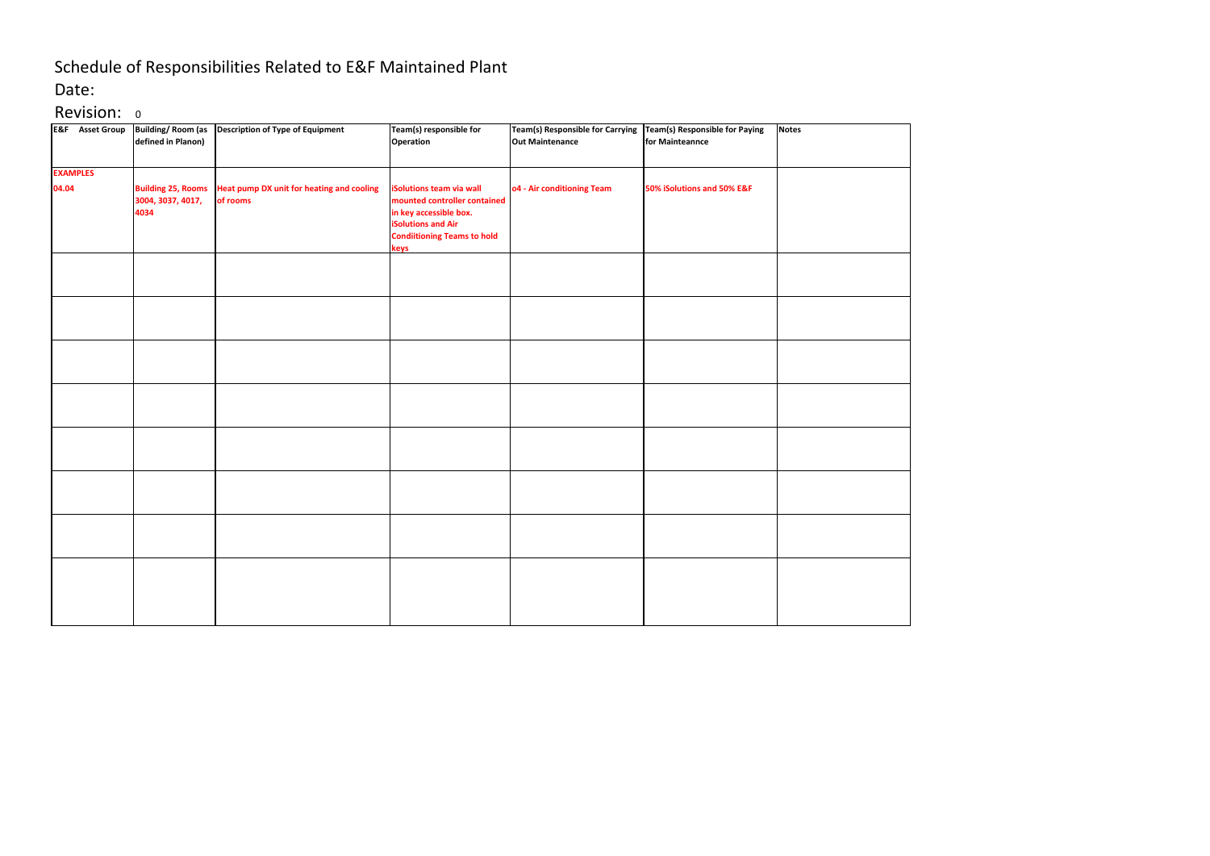# Schedule of Responsibilities Related to E&F Maintained Plant

Date:

Revision: 0

| E&F Asset Group | Building/ Room (as defined in Planon) | Description of Type of Equipment | Team(s) responsible for Operation | Team(s) Responsible for Carrying Out Maintenance | Team(s) Responsible for Paying for Mainteannce | Notes |
|---|---|---|---|---|---|---|
| **EXAMPLES** | | | | | | |
| **04.04** | **Building 25, Rooms 3004, 3037, 4017, 4034** | **Heat pump DX unit for heating and cooling of rooms** | **iSolutions team via wall mounted controller contained in key accessible box. iSolutions and Air Condiitioning Teams to hold keys** | **o4 - Air conditioning Team** | **50% iSolutions and 50% E&F** | |
| | | | | | | |
| | | | | | | |
| | | | | | | |
| | | | | | | |
| | | | | | | |
| | | | | | | |
| | | | | | | |
| | | | | | | |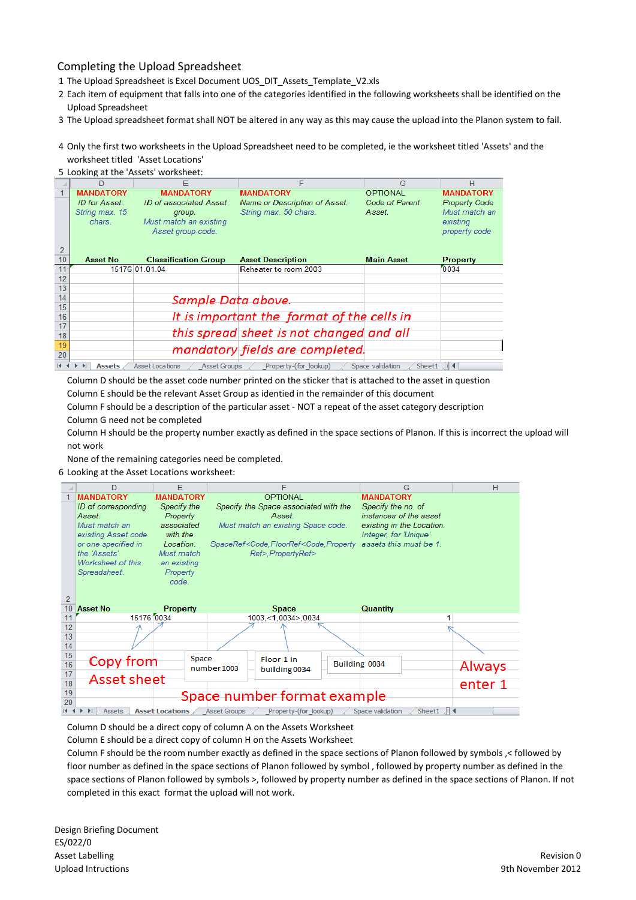## Completing the Upload Spreadsheet

1. The Upload Spreadsheet is Excel Document UOS_DIT_Assets_Template_V2.xls
2. Each item of equipment that falls into one of the categories identified in the following worksheets shall be identified on the Upload Spreadsheet
3. The Upload spreadsheet format shall NOT be altered in any way as this may cause the upload into the Planon system to fail.
4. Only the first two worksheets in the Upload Spreadsheet need to be completed, ie the worksheet titled 'Assets' and the worksheet titled 'Asset Locations'
5. Looking at the 'Assets' worksheet:

| | D | E | F | G | H |
|---|---|---|---|---|---|
| 1 | MANDATORY *ID for Asset. String max. 15 chars.* | MANDATORY *ID of associated Asset group. Must match an existing Asset group code.* | MANDATORY *Name or Description of Asset. String max. 50 chars.* | OPTIONAL *Code of Parent Asset.* | MANDATORY *Property Code Must match an existing property code* |
| 10 | **Asset No** | **Classification Group** | **Asset Description** | **Main Asset** | **Property** |
| 11 | 15176 | 01.01.04 | Reheater to room 2003 | | 0034 |

*Sample Data above.*
*It is important the format of the cells in this spread sheet is not changed and all mandatory fields are completed.*

Worksheet tabs: Assets, Asset Locations, Asset Groups, Property-(for_lookup), Space validation, Sheet1

Column D should be the asset code number printed on the sticker that is attached to the asset in question
Column E should be the relevant Asset Group as identied in the remainder of this document
Column F should be a description of the particular asset - NOT a repeat of the asset category description
Column G need not be completed
Column H should be the property number exactly as defined in the space sections of Planon. If this is incorrect the upload will not work
None of the remaining categories need be completed.

6. Looking at the Asset Locations worksheet:

| | D | E | F | G | H |
|---|---|---|---|---|---|
| 1 | MANDATORY *ID of corresponding Asset. Must match an existing Asset code or one specified in the 'Assets' Worksheet of this Spreadsheet.* | MANDATORY *Specify the Property associated with the Location. Must match an existing Property code.* | OPTIONAL *Specify the Space associated with the Asset. Must match an existing Space code. SpaceRef<Code,FloorRef<Code,Property Ref>,PropertyRef>* | MANDATORY *Specify the no. of instances of the asset existing in the Location. Integer, for 'Unique' assets this must be 1.* | |
| 10 | **Asset No** | **Property** | **Space** | **Quantity** | |
| 11 | 15176 | 0034 | 1003,<1,0034>,0034 | 1 | |

Copy from Asset sheet

Space number 1003 — Floor 1 in building 0034 — Building 0034

Always enter 1

Space number format example

Worksheet tabs: Assets, Asset Locations, Asset Groups, Property-(for_lookup), Space validation, Sheet1

Column D should be a direct copy of column A on the Assets Worksheet
Column E should be a direct copy of column H on the Assets Worksheet
Column F should be the room number exactly as defined in the space sections of Planon followed by symbols ,< followed by floor number as defined in the space sections of Planon followed by symbol , followed by property number as defined in the space sections of Planon followed by symbols >, followed by property number as defined in the space sections of Planon. If not completed in this exact format the upload will not work.

Design Briefing Document
ES/022/0
Asset Labelling
Upload Intructions

Revision 0
9th November 2012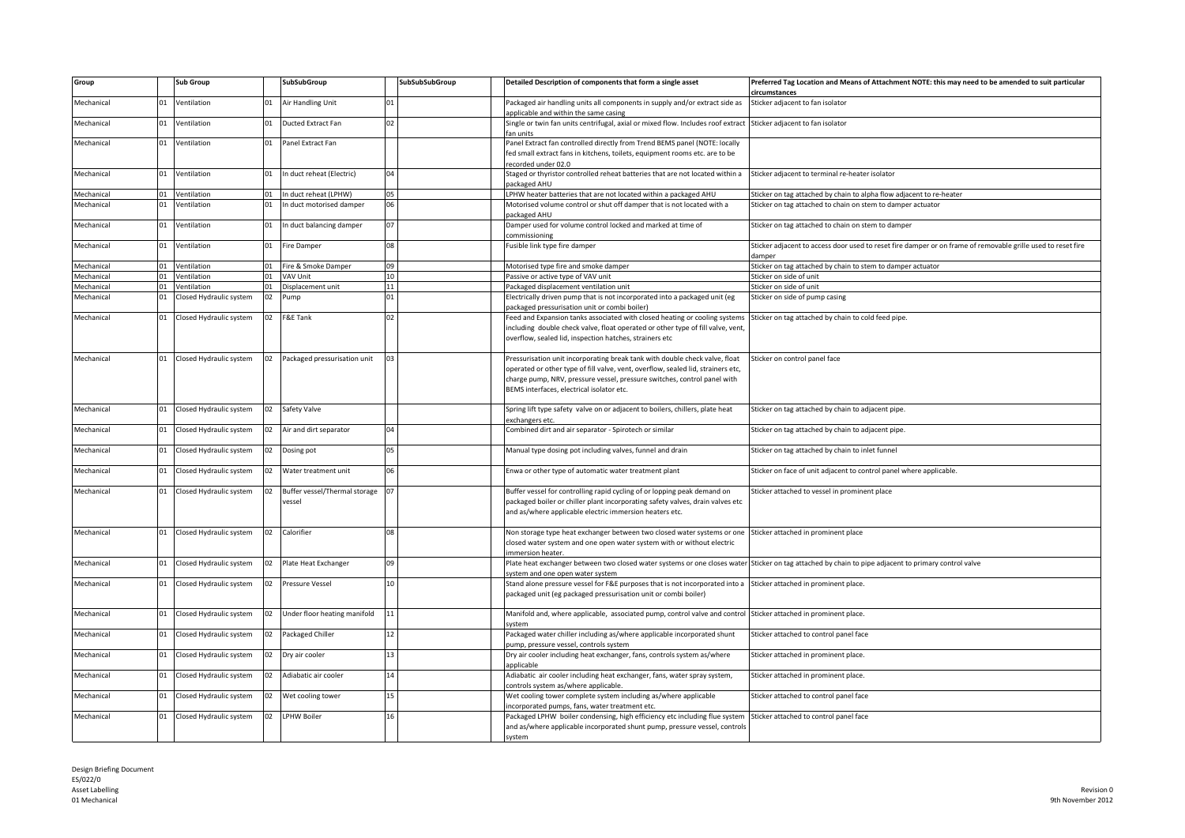| Group | | Sub Group | | SubSubGroup | | SubSubSubGroup | | Detailed Description of components that form a single asset | Preferred Tag Location and Means of Attachment NOTE: this may need to be amended to suit particular circumstances |
|---|---|---|---|---|---|---|---|---|---|
| Mechanical | 01 | Ventilation | 01 | Air Handling Unit | 01 | | | Packaged air handling units all components in supply and/or extract side as applicable and within the same casing | Sticker adjacent to fan isolator |
| Mechanical | 01 | Ventilation | 01 | Ducted Extract Fan | 02 | | | Single or twin fan units centrifugal, axial or mixed flow. Includes roof extract fan units | Sticker adjacent to fan isolator |
| Mechanical | 01 | Ventilation | 01 | Panel Extract Fan | | | | Panel Extract fan controlled directly from Trend BEMS panel (NOTE: locally fed small extract fans in kitchens, toilets, equipment rooms etc. are to be recorded under 02.0 | |
| Mechanical | 01 | Ventilation | 01 | In duct reheat (Electric) | 04 | | | Staged or thyristor controlled reheat batteries that are not located within a packaged AHU | Sticker adjacent to terminal re-heater isolator |
| Mechanical | 01 | Ventilation | 01 | In duct reheat (LPHW) | 05 | | | LPHW heater batteries that are not located within a packaged AHU | Sticker on tag attached by chain to alpha flow adjacent to re-heater |
| Mechanical | 01 | Ventilation | 01 | In duct motorised damper | 06 | | | Motorised volume control or shut off damper that is not located with a packaged AHU | Sticker on tag attached to chain on stem to damper actuator |
| Mechanical | 01 | Ventilation | 01 | In duct balancing damper | 07 | | | Damper used for volume control locked and marked at time of commissioning | Sticker on tag attached to chain on stem to damper |
| Mechanical | 01 | Ventilation | 01 | Fire Damper | 08 | | | Fusible link type fire damper | Sticker adjacent to access door used to reset fire damper or on frame of removable grille used to reset fire damper |
| Mechanical | 01 | Ventilation | 01 | Fire & Smoke Damper | 09 | | | Motorised type fire and smoke damper | Sticker on tag attached by chain to stem to damper actuator |
| Mechanical | 01 | Ventilation | 01 | VAV Unit | 10 | | | Passive or active type of VAV unit | Sticker on side of unit |
| Mechanical | 01 | Ventilation | 01 | Displacement unit | 11 | | | Packaged displacement ventilation unit | Sticker on side of unit |
| Mechanical | 01 | Closed Hydraulic system | 02 | Pump | 01 | | | Electrically driven pump that is not incorporated into a packaged unit (eg packaged pressurisation unit or combi boiler) | Sticker on side of pump casing |
| Mechanical | 01 | Closed Hydraulic system | 02 | F&E Tank | 02 | | | Feed and Expansion tanks associated with closed heating or cooling systems including double check valve, float operated or other type of fill valve, vent, overflow, sealed lid, inspection hatches, strainers etc | Sticker on tag attached by chain to cold feed pipe. |
| Mechanical | 01 | Closed Hydraulic system | 02 | Packaged pressurisation unit | 03 | | | Pressurisation unit incorporating break tank with double check valve, float operated or other type of fill valve, vent, overflow, sealed lid, strainers etc, charge pump, NRV, pressure vessel, pressure switches, control panel with BEMS interfaces, electrical isolator etc. | Sticker on control panel face |
| Mechanical | 01 | Closed Hydraulic system | 02 | Safety Valve | | | | Spring lift type safety valve on or adjacent to boilers, chillers, plate heat exchangers etc. | Sticker on tag attached by chain to adjacent pipe. |
| Mechanical | 01 | Closed Hydraulic system | 02 | Air and dirt separator | 04 | | | Combined dirt and air separator - Spirotech or similar | Sticker on tag attached by chain to adjacent pipe. |
| Mechanical | 01 | Closed Hydraulic system | 02 | Dosing pot | 05 | | | Manual type dosing pot including valves, funnel and drain | Sticker on tag attached by chain to inlet funnel |
| Mechanical | 01 | Closed Hydraulic system | 02 | Water treatment unit | 06 | | | Enwa or other type of automatic water treatment plant | Sticker on face of unit adjacent to control panel where applicable. |
| Mechanical | 01 | Closed Hydraulic system | 02 | Buffer vessel/Thermal storage vessel | 07 | | | Buffer vessel for controlling rapid cycling of or lopping peak demand on packaged boiler or chiller plant incorporating safety valves, drain valves etc and as/where applicable electric immersion heaters etc. | Sticker attached to vessel in prominent place |
| Mechanical | 01 | Closed Hydraulic system | 02 | Calorifier | 08 | | | Non storage type heat exchanger between two closed water systems or one closed water system and one open water system with or without electric immersion heater. | Sticker attached in prominent place |
| Mechanical | 01 | Closed Hydraulic system | 02 | Plate Heat Exchanger | 09 | | | Plate heat exchanger between two closed water systems or one closes water system and one open water system | Sticker on tag attached by chain to pipe adjacent to primary control valve |
| Mechanical | 01 | Closed Hydraulic system | 02 | Pressure Vessel | 10 | | | Stand alone pressure vessel for F&E purposes that is not incorporated into a packaged unit (eg packaged pressurisation unit or combi boiler) | Sticker attached in prominent place. |
| Mechanical | 01 | Closed Hydraulic system | 02 | Under floor heating manifold | 11 | | | Manifold and, where applicable, associated pump, control valve and control system | Sticker attached in prominent place. |
| Mechanical | 01 | Closed Hydraulic system | 02 | Packaged Chiller | 12 | | | Packaged water chiller including as/where applicable incorporated shunt pump, pressure vessel, controls system | Sticker attached to control panel face |
| Mechanical | 01 | Closed Hydraulic system | 02 | Dry air cooler | 13 | | | Dry air cooler including heat exchanger, fans, controls system as/where applicable | Sticker attached in prominent place. |
| Mechanical | 01 | Closed Hydraulic system | 02 | Adiabatic air cooler | 14 | | | Adiabatic air cooler including heat exchanger, fans, water spray system, controls system as/where applicable. | Sticker attached in prominent place. |
| Mechanical | 01 | Closed Hydraulic system | 02 | Wet cooling tower | 15 | | | Wet cooling tower complete system including as/where applicable incorporated pumps, fans, water treatment etc. | Sticker attached to control panel face |
| Mechanical | 01 | Closed Hydraulic system | 02 | LPHW Boiler | 16 | | | Packaged LPHW boiler condensing, high efficiency etc including flue system and as/where applicable incorporated shunt pump, pressure vessel, controls system | Sticker attached to control panel face |

Design Briefing Document
ES/022/0
Asset Labelling
01 Mechanical

Revision 0
9th November 2012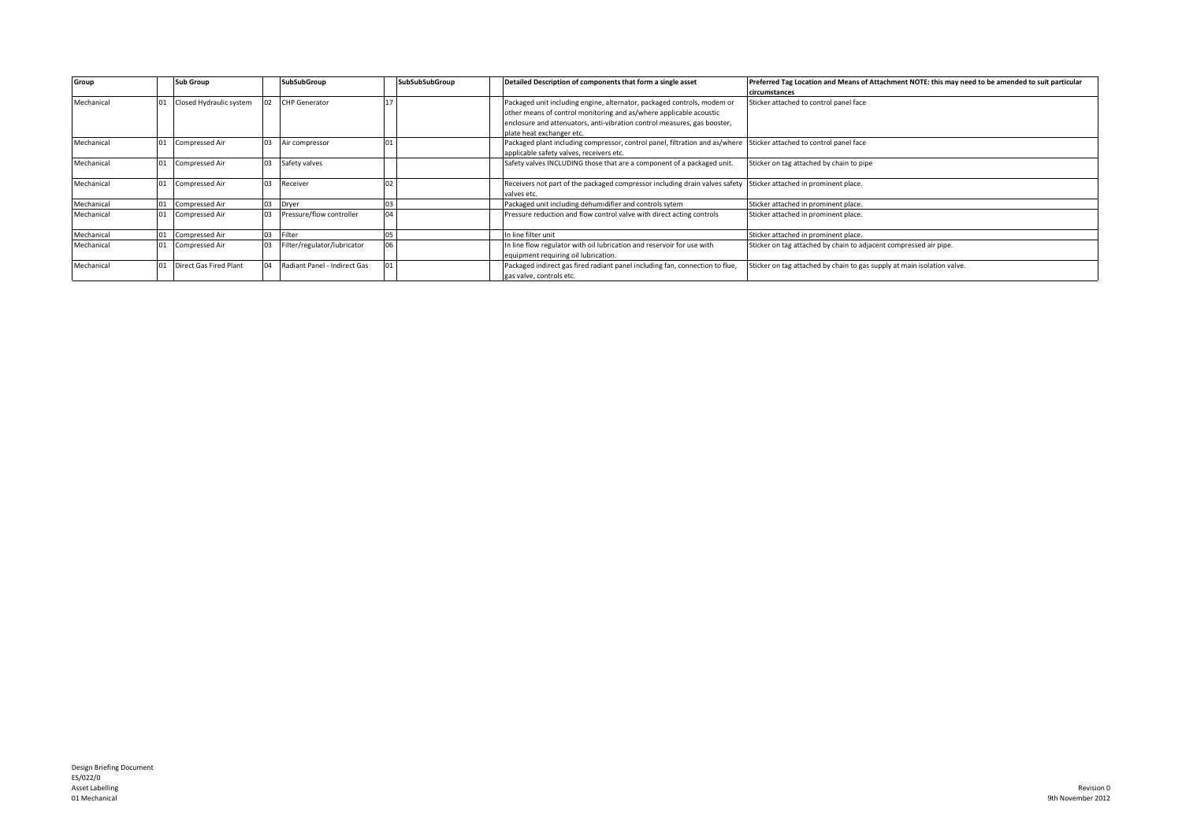| Group | | Sub Group | | SubSubGroup | | SubSubSubGroup | | Detailed Description of components that form a single asset | Preferred Tag Location and Means of Attachment NOTE: this may need to be amended to suit particular circumstances |
|---|---|---|---|---|---|---|---|---|---|
| Mechanical | 01 | Closed Hydraulic system | 02 | CHP Generator | 17 | | | Packaged unit including engine, alternator, packaged controls, modem or other means of control monitoring and as/where applicable acoustic enclosure and attenuators, anti-vibration control measures, gas booster, plate heat exchanger etc. | Sticker attached to control panel face |
| Mechanical | 01 | Compressed Air | 03 | Air compressor | 01 | | | Packaged plant including compressor, control panel, filtration and as/where applicable safety valves, receivers etc. | Sticker attached to control panel face |
| Mechanical | 01 | Compressed Air | 03 | Safety valves | | | | Safety valves INCLUDING those that are a component of a packaged unit. | Sticker on tag attached by chain to pipe |
| Mechanical | 01 | Compressed Air | 03 | Receiver | 02 | | | Receivers not part of the packaged compressor including drain valves safety valves etc. | Sticker attached in prominent place. |
| Mechanical | 01 | Compressed Air | 03 | Dryer | 03 | | | Packaged unit including dehumidifier and controls sytem | Sticker attached in prominent place. |
| Mechanical | 01 | Compressed Air | 03 | Pressure/flow controller | 04 | | | Pressure reduction and flow control valve with direct acting controls | Sticker attached in prominent place. |
| Mechanical | 01 | Compressed Air | 03 | Filter | 05 | | | In line filter unit | Sticker attached in prominent place. |
| Mechanical | 01 | Compressed Air | 03 | Filter/regulator/lubricator | 06 | | | In line flow regulator with oil lubrication and reservoir for use with equipment requiring oil lubrication. | Sticker on tag attached by chain to adjacent compressed air pipe. |
| Mechanical | 01 | Direct Gas Fired Plant | 04 | Radiant Panel - Indirect Gas | 01 | | | Packaged indirect gas fired radiant panel including fan, connection to flue, gas valve, controls etc. | Sticker on tag attached by chain to gas supply at main isolation valve. |

Design Briefing Document
ES/022/0
Asset Labelling
01 Mechanical

Revision 0
9th November 2012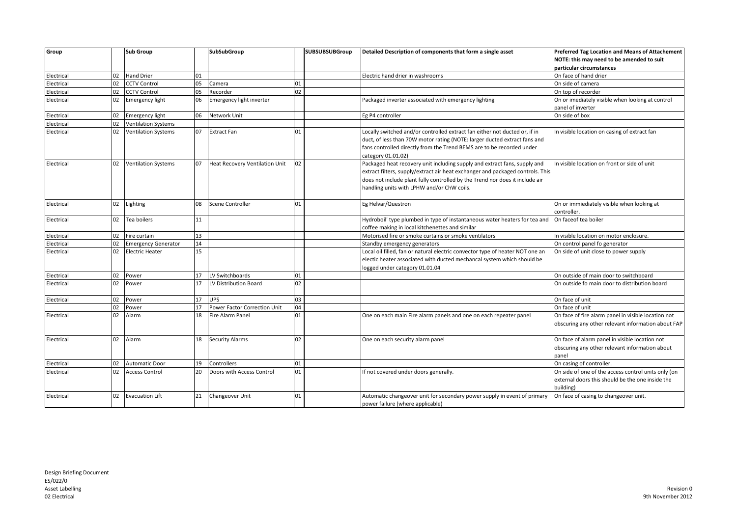| Group | | Sub Group | | SubSubGroup | | SUBSUBSUBGroup | Detailed Description of components that form a single asset | Preferred Tag Location and Means of Attachement NOTE: this may need to be amended to suit particular circumstances |
|---|---|---|---|---|---|---|---|---|
| Electrical | 02 | Hand Drier | 01 | | | | Electric hand drier in washrooms | On face of hand drier |
| Electrical | 02 | CCTV Control | 05 | Camera | 01 | | | On side of camera |
| Electrical | 02 | CCTV Control | 05 | Recorder | 02 | | | On top of recorder |
| Electrical | 02 | Emergency light | 06 | Emergency light inverter | | | Packaged inverter associated with emergency lighting | On or imediately visible when looking at control panel of inverter |
| Electrical | 02 | Emergency light | 06 | Network Unit | | | Eg P4 controller | On side of box |
| Electrical | 02 | Ventilation Systems | | | | | | |
| Electrical | 02 | Ventilation Systems | 07 | Extract Fan | 01 | | Locally switched and/or controlled extract fan either not ducted or, if in duct, of less than 70W motor rating (NOTE: larger ducted extract fans and fans controlled directly from the Trend BEMS are to be recorded under category 01.01.02) | In visible location on casing of extract fan |
| Electrical | 02 | Ventilation Systems | 07 | Heat Recovery Ventilation Unit | 02 | | Packaged heat recovery unit including supply and extract fans, supply and extract filters, supply/extract air heat exchanger and packaged controls. This does not include plant fully controlled by the Trend nor does it include air handling units with LPHW and/or ChW coils. | In visible location on front or side of unit |
| Electrical | 02 | Lighting | 08 | Scene Controller | 01 | | Eg Helvar/Questron | On or immiediately visible when looking at controller. |
| Electrical | 02 | Tea boilers | 11 | | | | Hydroboil' type plumbed in type of instantaneous water heaters for tea and coffee making in local kitchenettes and similar | On faceof tea boiler |
| Electrical | 02 | Fire curtain | 13 | | | | Motorised fire or smoke curtains or smoke ventilators | In visible location on motor enclosure. |
| Electrical | 02 | Emergency Generator | 14 | | | | Standby emergency generators | On control panel fo generator |
| Electrical | 02 | Electric Heater | 15 | | | | Local oil filled, fan or natural electric convector type of heater NOT one an electic heater associated with ducted mechancal system which should be logged under category 01.01.04 | On side of unit close to power supply |
| Electrical | 02 | Power | 17 | LV Switchboards | 01 | | | On outside of main door to switchboard |
| Electrical | 02 | Power | 17 | LV Distribution Board | 02 | | | On outside fo main door to distribution board |
| Electrical | 02 | Power | 17 | UPS | 03 | | | On face of unit |
| | 02 | Power | 17 | Power Factor Correction Unit | 04 | | | On face of unit |
| Electrical | 02 | Alarm | 18 | Fire Alarm Panel | 01 | | One on each main Fire alarm panels and one on each repeater panel | On face of fire alarm panel in visible location not obscuring any other relevant information about FAP |
| Electrical | 02 | Alarm | 18 | Security Alarms | 02 | | One on each security alarm panel | On face of alarm panel in visible location not obscuring any other relevant information about panel |
| Electrical | 02 | Automatic Door | 19 | Controllers | 01 | | | On casing of controller. |
| Electrical | 02 | Access Control | 20 | Doors with Access Control | 01 | | If not covered under doors generally. | On side of one of the access control units only (on external doors this should be the one inside the building) |
| Electrical | 02 | Evacuation Lift | 21 | Changeover Unit | 01 | | Automatic changeover unit for secondary power supply in event of primary power failure (where applicable) | On face of casing to changeover unit. |

Design Briefing Document
ES/022/0
Asset Labelling
02 Electrical

Revision 0
9th November 2012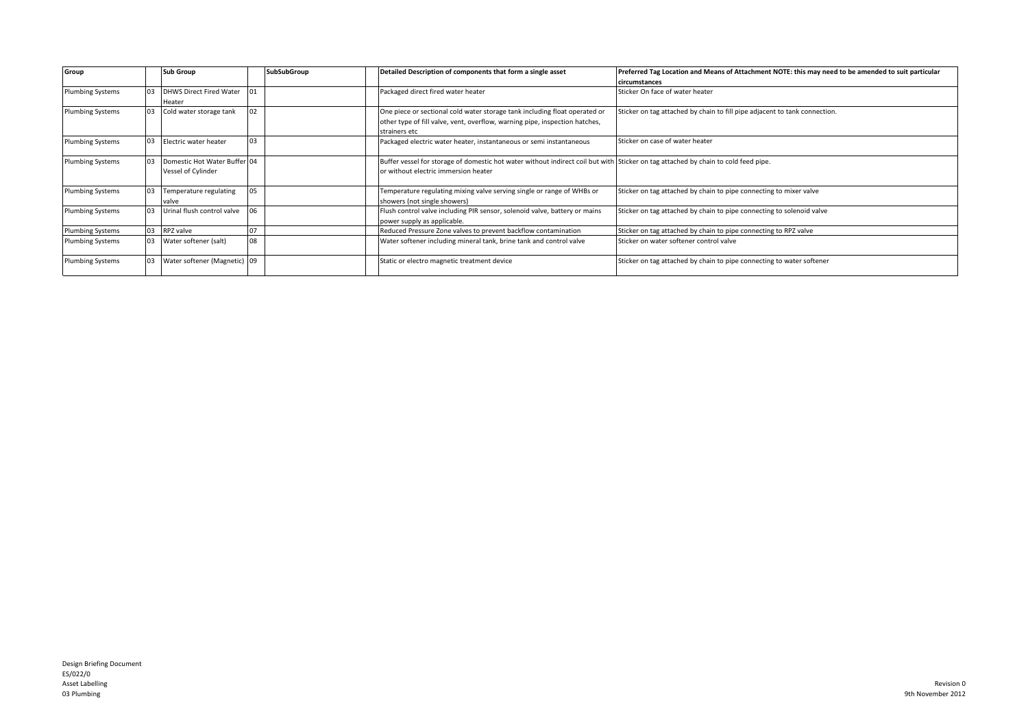| Group | | Sub Group | | SubSubGroup | | Detailed Description of components that form a single asset | Preferred Tag Location and Means of Attachment NOTE: this may need to be amended to suit particular circumstances |
|---|---|---|---|---|---|---|---|
| Plumbing Systems | 03 | DHWS Direct Fired Water Heater | 01 | | | Packaged direct fired water heater | Sticker On face of water heater |
| Plumbing Systems | 03 | Cold water storage tank | 02 | | | One piece or sectional cold water storage tank including float operated or other type of fill valve, vent, overflow, warning pipe, inspection hatches, strainers etc | Sticker on tag attached by chain to fill pipe adjacent to tank connection. |
| Plumbing Systems | 03 | Electric water heater | 03 | | | Packaged electric water heater, instantaneous or semi instantaneous | Sticker on case of water heater |
| Plumbing Systems | 03 | Domestic Hot Water Buffer Vessel of Cylinder | 04 | | | Buffer vessel for storage of domestic hot water without indirect coil but with or without electric immersion heater | Sticker on tag attached by chain to cold feed pipe. |
| Plumbing Systems | 03 | Temperature regulating valve | 05 | | | Temperature regulating mixing valve serving single or range of WHBs or showers (not single showers) | Sticker on tag attached by chain to pipe connecting to mixer valve |
| Plumbing Systems | 03 | Urinal flush control valve | 06 | | | Flush control valve including PIR sensor, solenoid valve, battery or mains power supply as applicable. | Sticker on tag attached by chain to pipe connecting to solenoid valve |
| Plumbing Systems | 03 | RPZ valve | 07 | | | Reduced Pressure Zone valves to prevent backflow contamination | Sticker on tag attached by chain to pipe connecting to RPZ valve |
| Plumbing Systems | 03 | Water softener (salt) | 08 | | | Water softener including mineral tank, brine tank and control valve | Sticker on water softener control valve |
| Plumbing Systems | 03 | Water softener (Magnetic) | 09 | | | Static or electro magnetic treatment device | Sticker on tag attached by chain to pipe connecting to water softener |

Design Briefing Document
ES/022/0
Asset Labelling
03 Plumbing

Revision 0
9th November 2012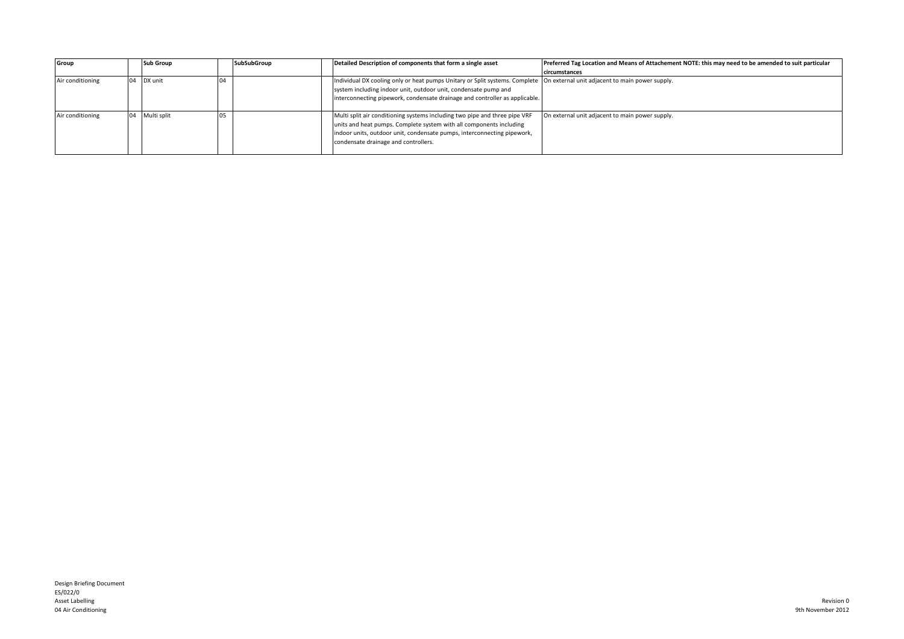| Group | | Sub Group | | SubSubGroup | | Detailed Description of components that form a single asset | Preferred Tag Location and Means of Attachement NOTE: this may need to be amended to suit particular circumstances |
|---|---|---|---|---|---|---|---|
| Air conditioning | 04 | DX unit | 04 | | | Individual DX cooling only or heat pumps Unitary or Split systems. Complete system including indoor unit, outdoor unit, condensate pump and interconnecting pipework, condensate drainage and controller as applicable. | On external unit adjacent to main power supply. |
| Air conditioning | 04 | Multi split | 05 | | | Multi split air conditioning systems including two pipe and three pipe VRF units and heat pumps. Complete system with all components including indoor units, outdoor unit, condensate pumps, interconnecting pipework, condensate drainage and controllers. | On external unit adjacent to main power supply. |

Design Briefing Document
ES/022/0
Asset Labelling
04 Air Conditioning

Revision 0
9th November 2012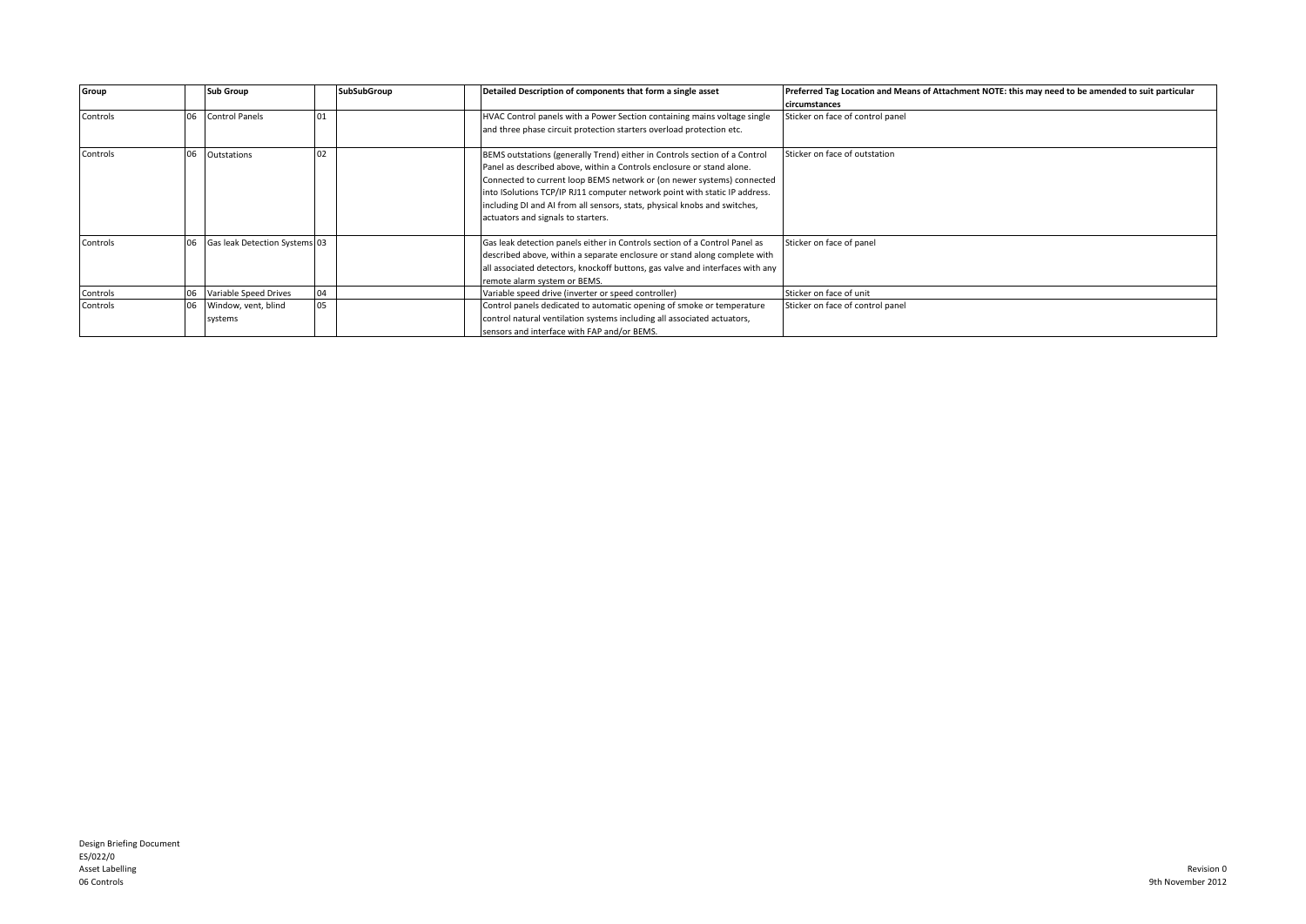| Group | | Sub Group | | SubSubGroup | | Detailed Description of components that form a single asset | Preferred Tag Location and Means of Attachment NOTE: this may need to be amended to suit particular circumstances |
|---|---|---|---|---|---|---|---|
| Controls | 06 | Control Panels | 01 | | | HVAC Control panels with a Power Section containing mains voltage single and three phase circuit protection starters overload protection etc. | Sticker on face of control panel |
| Controls | 06 | Outstations | 02 | | | BEMS outstations (generally Trend) either in Controls section of a Control Panel as described above, within a Controls enclosure or stand alone. Connected to current loop BEMS network or (on newer systems) connected into ISolutions TCP/IP RJ11 computer network point with static IP address. including DI and AI from all sensors, stats, physical knobs and switches, actuators and signals to starters. | Sticker on face of outstation |
| Controls | 06 | Gas leak Detection Systems | 03 | | | Gas leak detection panels either in Controls section of a Control Panel as described above, within a separate enclosure or stand along complete with all associated detectors, knockoff buttons, gas valve and interfaces with any remote alarm system or BEMS. | Sticker on face of panel |
| Controls | 06 | Variable Speed Drives | 04 | | | Variable speed drive (inverter or speed controller) | Sticker on face of unit |
| Controls | 06 | Window, vent, blind systems | 05 | | | Control panels dedicated to automatic opening of smoke or temperature control natural ventilation systems including all associated actuators, sensors and interface with FAP and/or BEMS. | Sticker on face of control panel |

Design Briefing Document
ES/022/0
Asset Labelling
06 Controls

Revision 0
9th November 2012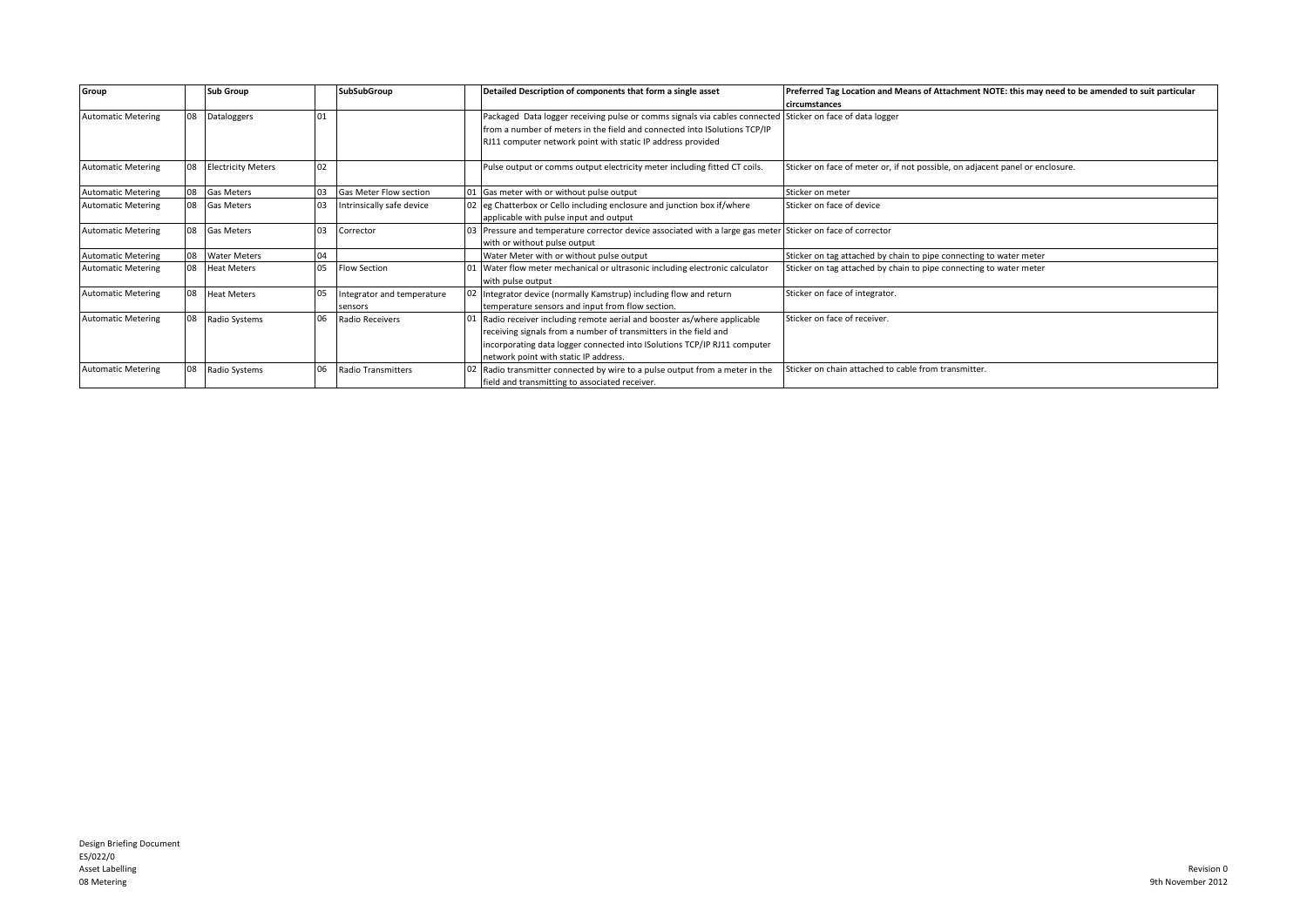| Group | | Sub Group | | SubSubGroup | | Detailed Description of components that form a single asset | Preferred Tag Location and Means of Attachment NOTE: this may need to be amended to suit particular circumstances |
|---|---|---|---|---|---|---|---|
| Automatic Metering | 08 | Dataloggers | 01 | | | Packaged Data logger receiving pulse or comms signals via cables connected from a number of meters in the field and connected into ISolutions TCP/IP RJ11 computer network point with static IP address provided | Sticker on face of data logger |
| Automatic Metering | 08 | Electricity Meters | 02 | | | Pulse output or comms output electricity meter including fitted CT coils. | Sticker on face of meter or, if not possible, on adjacent panel or enclosure. |
| Automatic Metering | 08 | Gas Meters | 03 | Gas Meter Flow section | 01 | Gas meter with or without pulse output | Sticker on meter |
| Automatic Metering | 08 | Gas Meters | 03 | Intrinsically safe device | 02 | eg Chatterbox or Cello including enclosure and junction box if/where applicable with pulse input and output | Sticker on face of device |
| Automatic Metering | 08 | Gas Meters | 03 | Corrector | 03 | Pressure and temperature corrector device associated with a large gas meter with or without pulse output | Sticker on face of corrector |
| Automatic Metering | 08 | Water Meters | 04 | | | Water Meter with or without pulse output | Sticker on tag attached by chain to pipe connecting to water meter |
| Automatic Metering | 08 | Heat Meters | 05 | Flow Section | 01 | Water flow meter mechanical or ultrasonic including electronic calculator with pulse output | Sticker on tag attached by chain to pipe connecting to water meter |
| Automatic Metering | 08 | Heat Meters | 05 | Integrator and temperature sensors | 02 | Integrator device (normally Kamstrup) including flow and return temperature sensors and input from flow section. | Sticker on face of integrator. |
| Automatic Metering | 08 | Radio Systems | 06 | Radio Receivers | 01 | Radio receiver including remote aerial and booster as/where applicable receiving signals from a number of transmitters in the field and incorporating data logger connected into ISolutions TCP/IP RJ11 computer network point with static IP address. | Sticker on face of receiver. |
| Automatic Metering | 08 | Radio Systems | 06 | Radio Transmitters | 02 | Radio transmitter connected by wire to a pulse output from a meter in the field and transmitting to associated receiver. | Sticker on chain attached to cable from transmitter. |

Design Briefing Document
ES/022/0
Asset Labelling
08 Metering

Revision 0
9th November 2012